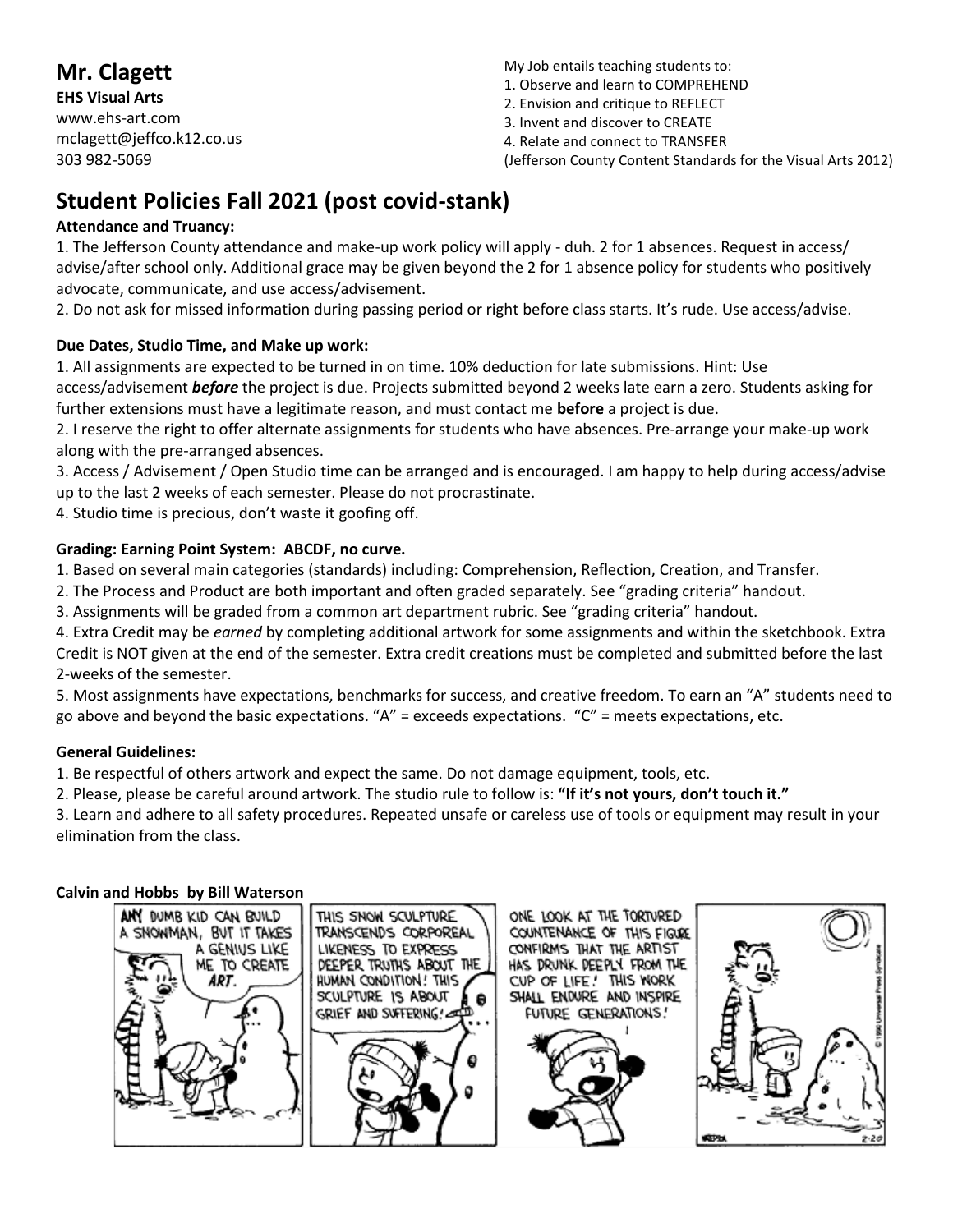## Mr. Clagett

**EHS Visual Arts**
www.ehs-art.com
mclagett@jeffco.k12.co.us
303 982-5069

My Job entails teaching students to:
1. Observe and learn to COMPREHEND
2. Envision and critique to REFLECT
3. Invent and discover to CREATE
4. Relate and connect to TRANSFER
(Jefferson County Content Standards for the Visual Arts 2012)

## Student Policies Fall 2021 (post covid-stank)

**Attendance and Truancy:**

1. The Jefferson County attendance and make-up work policy will apply - duh. 2 for 1 absences. Request in access/advise/after school only. Additional grace may be given beyond the 2 for 1 absence policy for students who positively advocate, communicate, <u>and</u> use access/advisement.
2. Do not ask for missed information during passing period or right before class starts. It's rude. Use access/advise.

**Due Dates, Studio Time, and Make up work:**

1. All assignments are expected to be turned in on time. 10% deduction for late submissions. Hint: Use access/advisement ***before*** the project is due. Projects submitted beyond 2 weeks late earn a zero. Students asking for further extensions must have a legitimate reason, and must contact me **before** a project is due.
2. I reserve the right to offer alternate assignments for students who have absences. Pre-arrange your make-up work along with the pre-arranged absences.
3. Access / Advisement / Open Studio time can be arranged and is encouraged. I am happy to help during access/advise up to the last 2 weeks of each semester. Please do not procrastinate.
4. Studio time is precious, don't waste it goofing off.

**Grading: Earning Point System: ABCDF, no curve.**

1. Based on several main categories (standards) including: Comprehension, Reflection, Creation, and Transfer.
2. The Process and Product are both important and often graded separately. See "grading criteria" handout.
3. Assignments will be graded from a common art department rubric. See "grading criteria" handout.
4. Extra Credit may be *earned* by completing additional artwork for some assignments and within the sketchbook. Extra Credit is NOT given at the end of the semester. Extra credit creations must be completed and submitted before the last 2-weeks of the semester.
5. Most assignments have expectations, benchmarks for success, and creative freedom. To earn an "A" students need to go above and beyond the basic expectations. "A" = exceeds expectations. "C" = meets expectations, etc.

**General Guidelines:**

1. Be respectful of others artwork and expect the same. Do not damage equipment, tools, etc.
2. Please, please be careful around artwork. The studio rule to follow is: **"If it's not yours, don't touch it."**
3. Learn and adhere to all safety procedures. Repeated unsafe or careless use of tools or equipment may result in your elimination from the class.

**Calvin and Hobbs by Bill Waterson**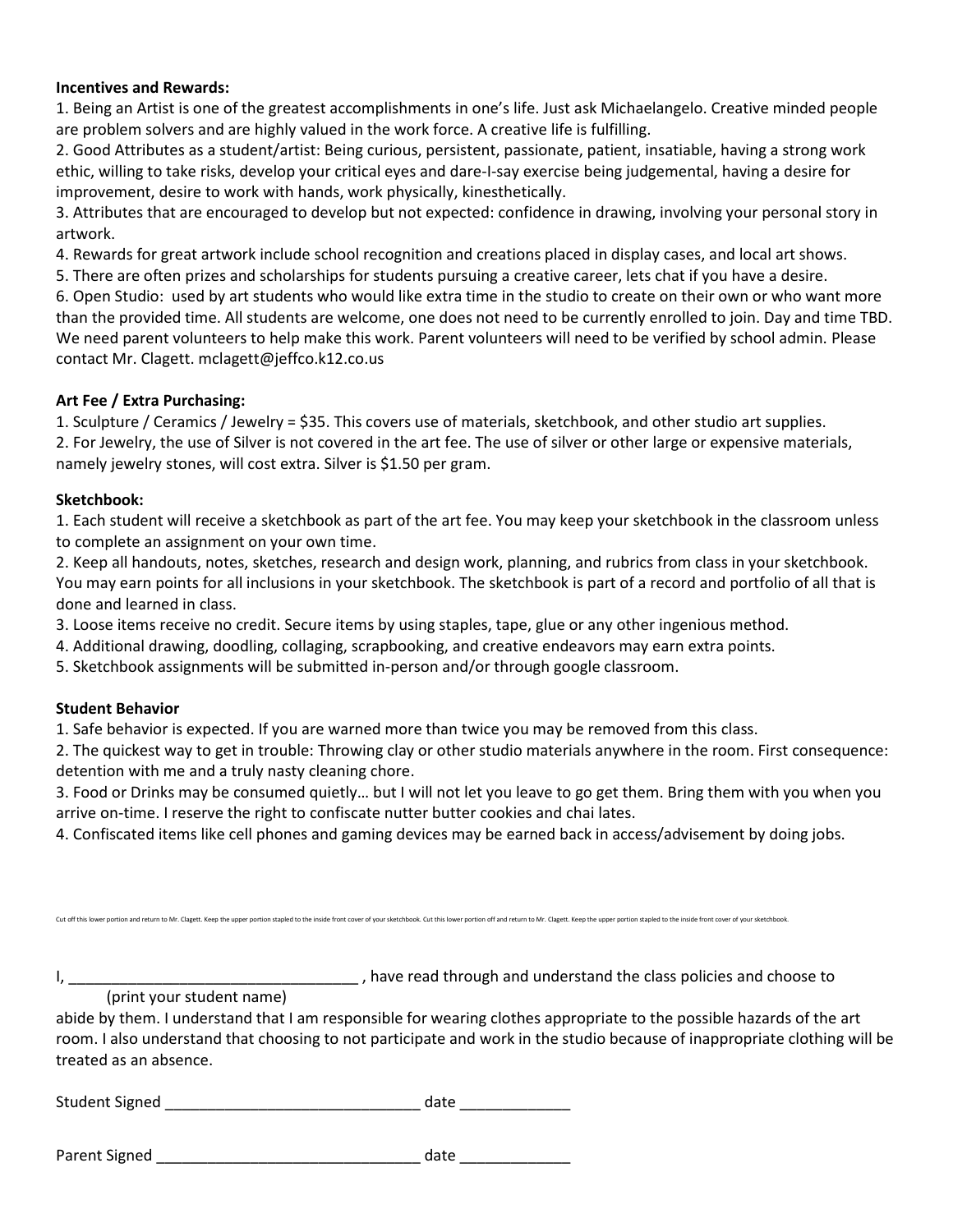**Incentives and Rewards:**

1. Being an Artist is one of the greatest accomplishments in one's life. Just ask Michaelangelo. Creative minded people are problem solvers and are highly valued in the work force. A creative life is fulfilling.
2. Good Attributes as a student/artist: Being curious, persistent, passionate, patient, insatiable, having a strong work ethic, willing to take risks, develop your critical eyes and dare-I-say exercise being judgemental, having a desire for improvement, desire to work with hands, work physically, kinesthetically.
3. Attributes that are encouraged to develop but not expected: confidence in drawing, involving your personal story in artwork.
4. Rewards for great artwork include school recognition and creations placed in display cases, and local art shows.
5. There are often prizes and scholarships for students pursuing a creative career, lets chat if you have a desire.
6. Open Studio: used by art students who would like extra time in the studio to create on their own or who want more than the provided time. All students are welcome, one does not need to be currently enrolled to join. Day and time TBD. We need parent volunteers to help make this work. Parent volunteers will need to be verified by school admin. Please contact Mr. Clagett. mclagett@jeffco.k12.co.us

**Art Fee / Extra Purchasing:**

1. Sculpture / Ceramics / Jewelry = $35. This covers use of materials, sketchbook, and other studio art supplies.
2. For Jewelry, the use of Silver is not covered in the art fee. The use of silver or other large or expensive materials, namely jewelry stones, will cost extra. Silver is $1.50 per gram.

**Sketchbook:**

1. Each student will receive a sketchbook as part of the art fee. You may keep your sketchbook in the classroom unless to complete an assignment on your own time.
2. Keep all handouts, notes, sketches, research and design work, planning, and rubrics from class in your sketchbook. You may earn points for all inclusions in your sketchbook. The sketchbook is part of a record and portfolio of all that is done and learned in class.
3. Loose items receive no credit. Secure items by using staples, tape, glue or any other ingenious method.
4. Additional drawing, doodling, collaging, scrapbooking, and creative endeavors may earn extra points.
5. Sketchbook assignments will be submitted in-person and/or through google classroom.

**Student Behavior**

1. Safe behavior is expected. If you are warned more than twice you may be removed from this class.
2. The quickest way to get in trouble: Throwing clay or other studio materials anywhere in the room. First consequence: detention with me and a truly nasty cleaning chore.
3. Food or Drinks may be consumed quietly… but I will not let you leave to go get them. Bring them with you when you arrive on-time. I reserve the right to confiscate nutter butter cookies and chai lates.
4. Confiscated items like cell phones and gaming devices may be earned back in access/advisement by doing jobs.

Cut off this lower portion and return to Mr. Clagett. Keep the upper portion stapled to the inside front cover of your sketchbook. Cut this lower portion off and return to Mr. Clagett. Keep the upper portion stapled to the inside front cover of your sketchbook.

I, ___________________________________ , have read through and understand the class policies and choose to
(print your student name)
abide by them. I understand that I am responsible for wearing clothes appropriate to the possible hazards of the art room. I also understand that choosing to not participate and work in the studio because of inappropriate clothing will be treated as an absence.

Student Signed ______________________________ date _____________

Parent Signed _______________________________ date _____________